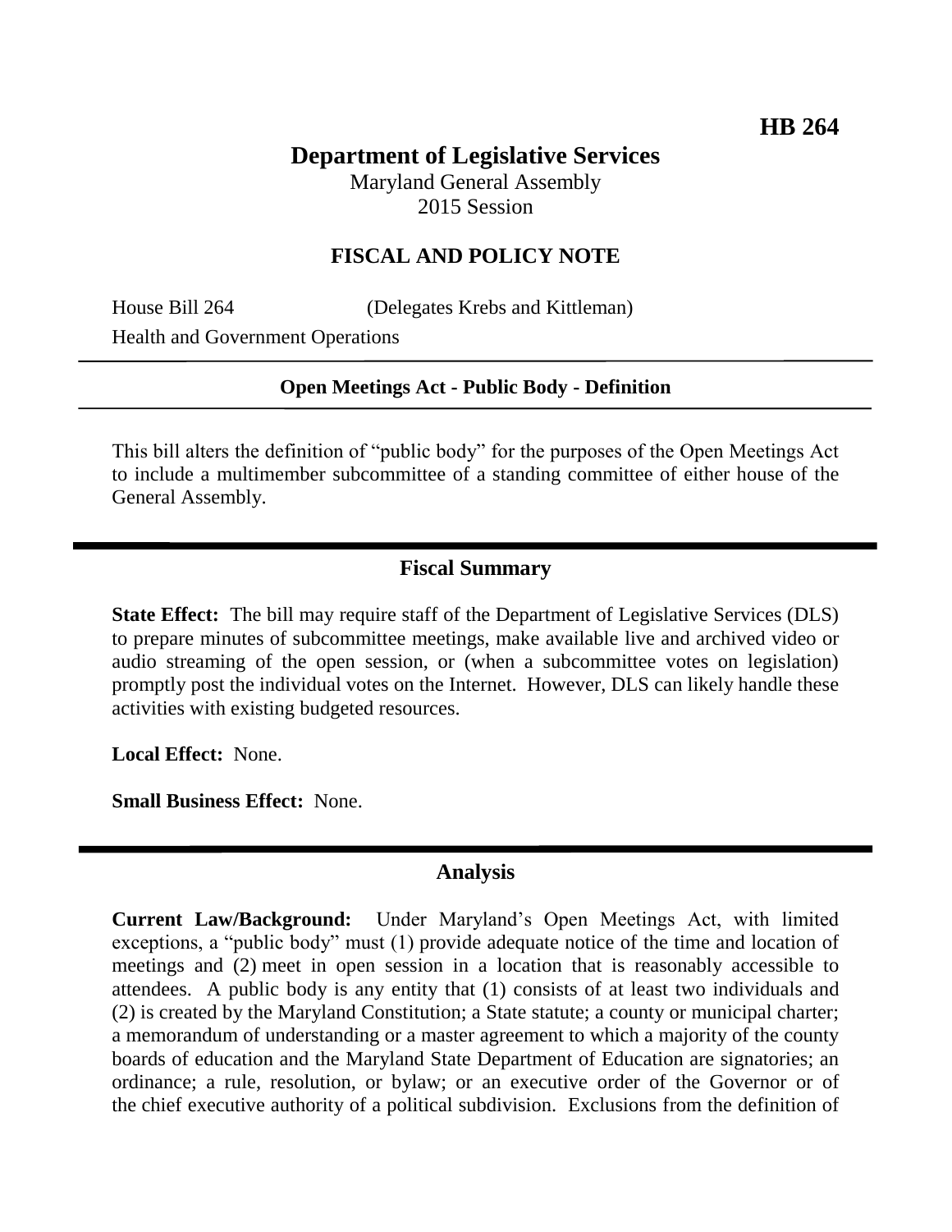**HB 264**

# Department of Legislative Services

Maryland General Assembly
2015 Session

## FISCAL AND POLICY NOTE

House Bill 264 (Delegates Krebs and Kittleman)
Health and Government Operations

**Open Meetings Act - Public Body - Definition**

This bill alters the definition of "public body" for the purposes of the Open Meetings Act to include a multimember subcommittee of a standing committee of either house of the General Assembly.

## Fiscal Summary

**State Effect:** The bill may require staff of the Department of Legislative Services (DLS) to prepare minutes of subcommittee meetings, make available live and archived video or audio streaming of the open session, or (when a subcommittee votes on legislation) promptly post the individual votes on the Internet. However, DLS can likely handle these activities with existing budgeted resources.

**Local Effect:** None.

**Small Business Effect:** None.

## Analysis

**Current Law/Background:** Under Maryland's Open Meetings Act, with limited exceptions, a "public body" must (1) provide adequate notice of the time and location of meetings and (2) meet in open session in a location that is reasonably accessible to attendees. A public body is any entity that (1) consists of at least two individuals and (2) is created by the Maryland Constitution; a State statute; a county or municipal charter; a memorandum of understanding or a master agreement to which a majority of the county boards of education and the Maryland State Department of Education are signatories; an ordinance; a rule, resolution, or bylaw; or an executive order of the Governor or of the chief executive authority of a political subdivision. Exclusions from the definition of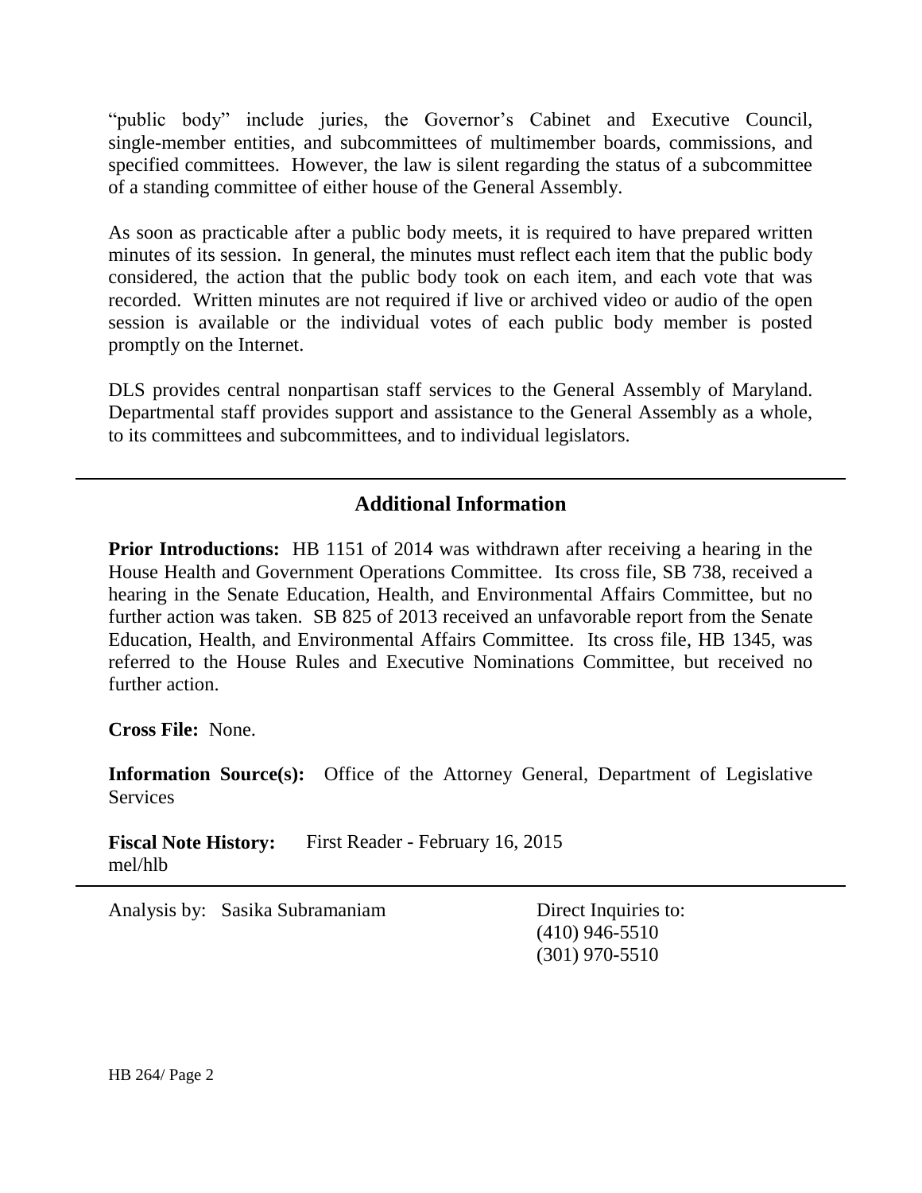"public body" include juries, the Governor's Cabinet and Executive Council, single-member entities, and subcommittees of multimember boards, commissions, and specified committees. However, the law is silent regarding the status of a subcommittee of a standing committee of either house of the General Assembly.

As soon as practicable after a public body meets, it is required to have prepared written minutes of its session. In general, the minutes must reflect each item that the public body considered, the action that the public body took on each item, and each vote that was recorded. Written minutes are not required if live or archived video or audio of the open session is available or the individual votes of each public body member is posted promptly on the Internet.

DLS provides central nonpartisan staff services to the General Assembly of Maryland. Departmental staff provides support and assistance to the General Assembly as a whole, to its committees and subcommittees, and to individual legislators.

## Additional Information

**Prior Introductions:** HB 1151 of 2014 was withdrawn after receiving a hearing in the House Health and Government Operations Committee. Its cross file, SB 738, received a hearing in the Senate Education, Health, and Environmental Affairs Committee, but no further action was taken. SB 825 of 2013 received an unfavorable report from the Senate Education, Health, and Environmental Affairs Committee. Its cross file, HB 1345, was referred to the House Rules and Executive Nominations Committee, but received no further action.

**Cross File:** None.

**Information Source(s):** Office of the Attorney General, Department of Legislative Services

**Fiscal Note History:** First Reader - February 16, 2015
mel/hlb

Analysis by: Sasika Subramaniam

Direct Inquiries to:
(410) 946-5510
(301) 970-5510